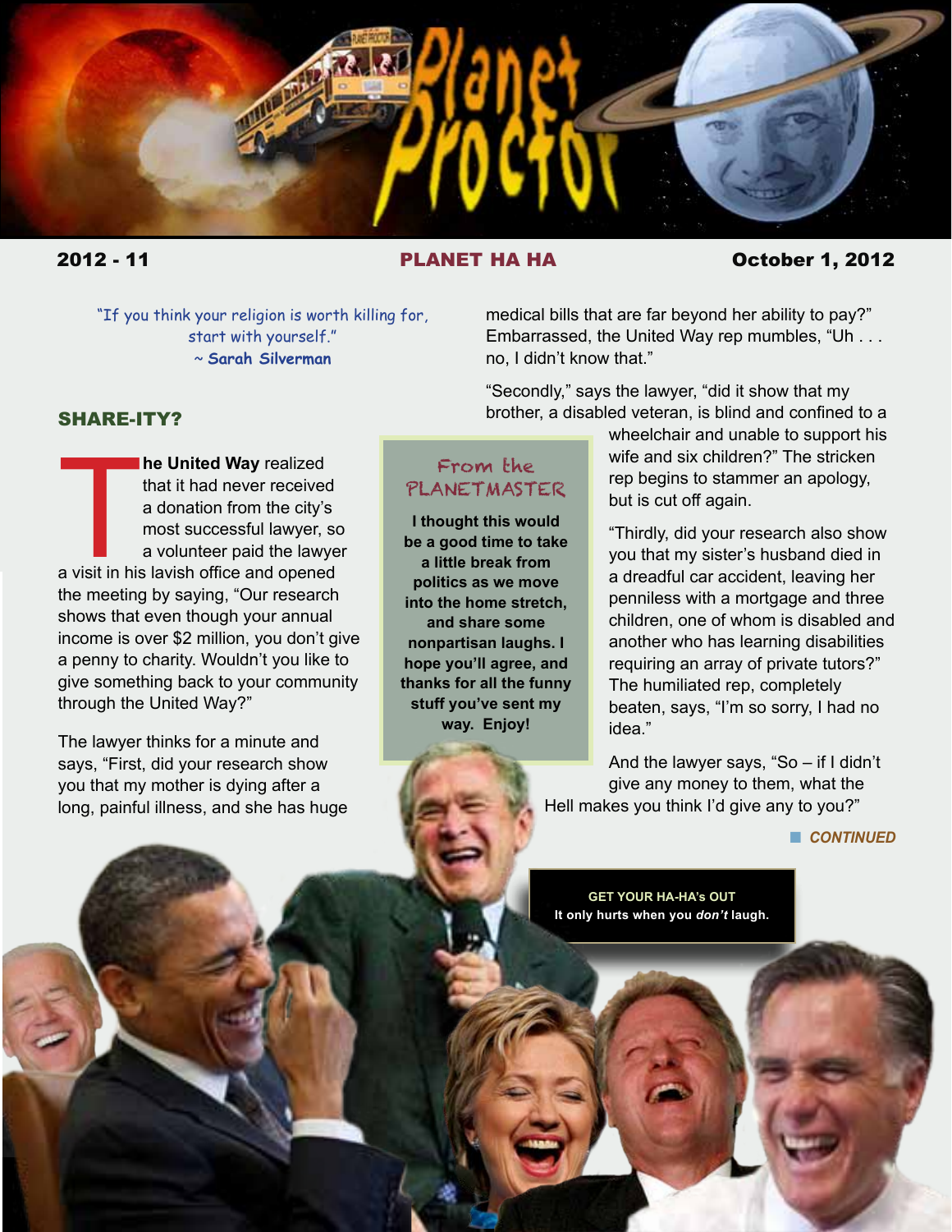# Planet Proctor

**2012 - 11** | **PLANET HA HA** | **October 1, 2012**

"If you think your religion is worth killing for, start with yourself."
~ **Sarah Silverman**

## SHARE-ITY?

**The United Way** realized that it had never received a donation from the city's most successful lawyer, so a volunteer paid the lawyer a visit in his lavish office and opened the meeting by saying, "Our research shows that even though your annual income is over $2 million, you don't give a penny to charity. Wouldn't you like to give something back to your community through the United Way?"

The lawyer thinks for a minute and says, "First, did your research show you that my mother is dying after a long, painful illness, and she has huge medical bills that are far beyond her ability to pay?" Embarrassed, the United Way rep mumbles, "Uh . . . no, I didn't know that."

"Secondly," says the lawyer, "did it show that my brother, a disabled veteran, is blind and confined to a wheelchair and unable to support his wife and six children?" The stricken rep begins to stammer an apology, but is cut off again.

"Thirdly, did your research also show you that my sister's husband died in a dreadful car accident, leaving her penniless with a mortgage and three children, one of whom is disabled and another who has learning disabilities requiring an array of private tutors?" The humiliated rep, completely beaten, says, "I'm so sorry, I had no idea."

And the lawyer says, "So – if I didn't give any money to them, what the Hell makes you think I'd give any to you?"

*CONTINUED*

### From the PLANETMASTER

**I thought this would be a good time to take a little break from politics as we move into the home stretch, and share some nonpartisan laughs. I hope you'll agree, and thanks for all the funny stuff you've sent my way. Enjoy!**

**GET YOUR HA-HA's OUT**
**It only hurts when you *don't* laugh.**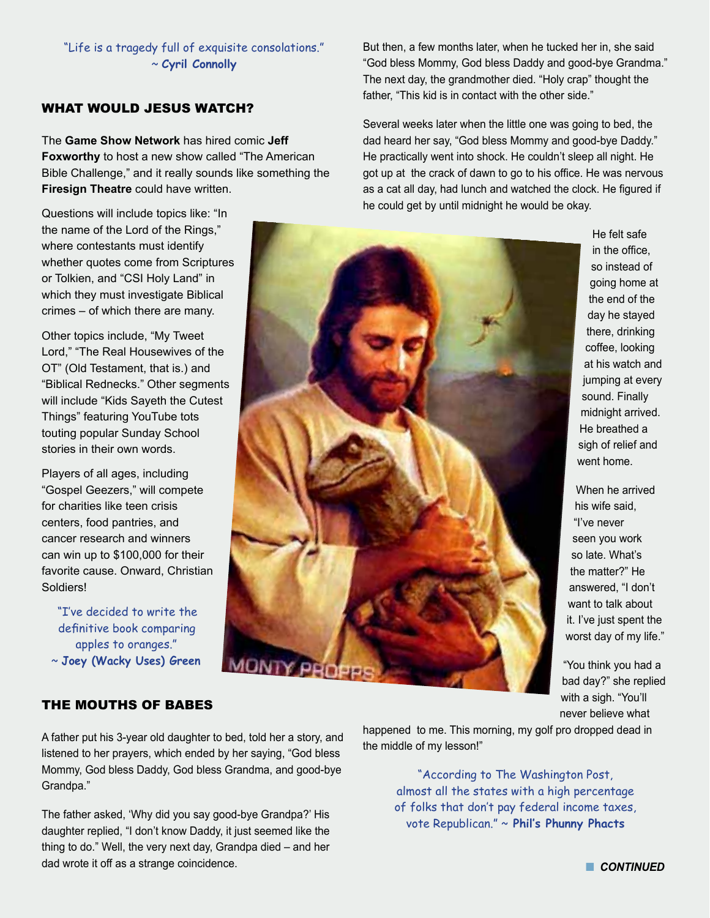"Life is a tragedy full of exquisite consolations."
~ **Cyril Connolly**

## WHAT WOULD JESUS WATCH?

The **Game Show Network** has hired comic **Jeff Foxworthy** to host a new show called "The American Bible Challenge," and it really sounds like something the **Firesign Theatre** could have written.

Questions will include topics like: "In the name of the Lord of the Rings," where contestants must identify whether quotes come from Scriptures or Tolkien, and "CSI Holy Land" in which they must investigate Biblical crimes – of which there are many.

Other topics include, "My Tweet Lord," "The Real Housewives of the OT" (Old Testament, that is.) and "Biblical Rednecks." Other segments will include "Kids Sayeth the Cutest Things" featuring YouTube tots touting popular Sunday School stories in their own words.

Players of all ages, including "Gospel Geezers," will compete for charities like teen crisis centers, food pantries, and cancer research and winners can win up to $100,000 for their favorite cause. Onward, Christian Soldiers!

"I've decided to write the definitive book comparing apples to oranges."
~ **Joey (Wacky Uses) Green**

## THE MOUTHS OF BABES

A father put his 3-year old daughter to bed, told her a story, and listened to her prayers, which ended by her saying, "God bless Mommy, God bless Daddy, God bless Grandma, and good-bye Grandpa."

The father asked, 'Why did you say good-bye Grandpa?' His daughter replied, "I don't know Daddy, it just seemed like the thing to do." Well, the very next day, Grandpa died – and her dad wrote it off as a strange coincidence.

But then, a few months later, when he tucked her in, she said "God bless Mommy, God bless Daddy and good-bye Grandma." The next day, the grandmother died. "Holy crap" thought the father, "This kid is in contact with the other side."

Several weeks later when the little one was going to bed, the dad heard her say, "God bless Mommy and good-bye Daddy." He practically went into shock. He couldn't sleep all night. He got up at the crack of dawn to go to his office. He was nervous as a cat all day, had lunch and watched the clock. He figured if he could get by until midnight he would be okay.

He felt safe in the office, so instead of going home at the end of the day he stayed there, drinking coffee, looking at his watch and jumping at every sound. Finally midnight arrived. He breathed a sigh of relief and went home.

When he arrived his wife said, "I've never seen you work so late. What's the matter?" He answered, "I don't want to talk about it. I've just spent the worst day of my life."

"You think you had a bad day?" she replied with a sigh. "You'll never believe what happened to me. This morning, my golf pro dropped dead in the middle of my lesson!"

"According to The Washington Post, almost all the states with a high percentage of folks that don't pay federal income taxes, vote Republican." ~ **Phil's Phunny Phacts**

***CONTINUED***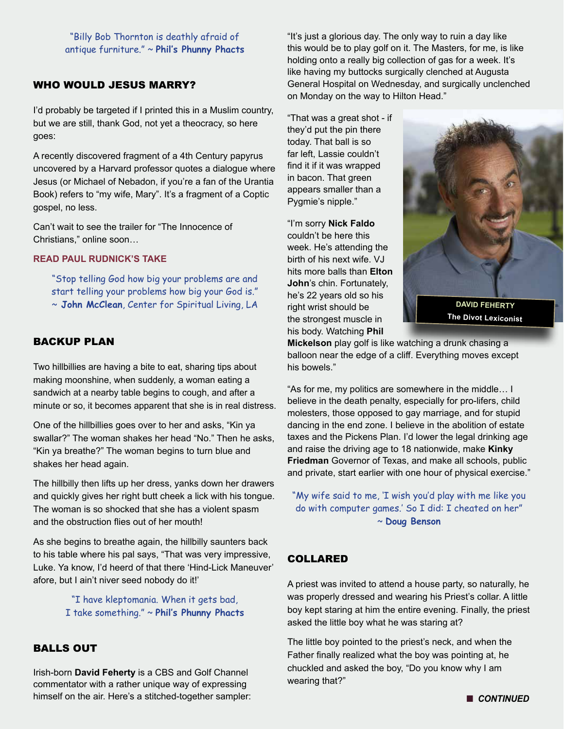"Billy Bob Thornton is deathly afraid of antique furniture." ~ **Phil's Phunny Phacts**

## WHO WOULD JESUS MARRY?

I'd probably be targeted if I printed this in a Muslim country, but we are still, thank God, not yet a theocracy, so here goes:

A recently discovered fragment of a 4th Century papyrus uncovered by a Harvard professor quotes a dialogue where Jesus (or Michael of Nebadon, if you're a fan of the Urantia Book) refers to "my wife, Mary". It's a fragment of a Coptic gospel, no less.

Can't wait to see the trailer for "The Innocence of Christians," online soon…

**READ PAUL RUDNICK'S TAKE**

"Stop telling God how big your problems are and start telling your problems how big your God is." ~ **John McClean**, Center for Spiritual Living, LA

## BACKUP PLAN

Two hillbillies are having a bite to eat, sharing tips about making moonshine, when suddenly, a woman eating a sandwich at a nearby table begins to cough, and after a minute or so, it becomes apparent that she is in real distress.

One of the hillbillies goes over to her and asks, "Kin ya swallar?" The woman shakes her head "No." Then he asks, "Kin ya breathe?" The woman begins to turn blue and shakes her head again.

The hillbilly then lifts up her dress, yanks down her drawers and quickly gives her right butt cheek a lick with his tongue. The woman is so shocked that she has a violent spasm and the obstruction flies out of her mouth!

As she begins to breathe again, the hillbilly saunters back to his table where his pal says, "That was very impressive, Luke. Ya know, I'd heerd of that there 'Hind-Lick Maneuver' afore, but I ain't niver seed nobody do it!'

"I have kleptomania. When it gets bad, I take something." ~ **Phil's Phunny Phacts**

## BALLS OUT

Irish-born **David Feherty** is a CBS and Golf Channel commentator with a rather unique way of expressing himself on the air. Here's a stitched-together sampler:

"It's just a glorious day. The only way to ruin a day like this would be to play golf on it. The Masters, for me, is like holding onto a really big collection of gas for a week. It's like having my buttocks surgically clenched at Augusta General Hospital on Wednesday, and surgically unclenched on Monday on the way to Hilton Head."

"That was a great shot - if they'd put the pin there today. That ball is so far left, Lassie couldn't find it if it was wrapped in bacon. That green appears smaller than a Pygmie's nipple."

"I'm sorry **Nick Faldo** couldn't be here this week. He's attending the birth of his next wife. VJ hits more balls than **Elton John**'s chin. Fortunately, he's 22 years old so his right wrist should be the strongest muscle in his body. Watching **Phil Mickelson** play golf is like watching a drunk chasing a balloon near the edge of a cliff. Everything moves except his bowels."

**DAVID FEHERTY**
**The Divot Lexiconist**

"As for me, my politics are somewhere in the middle… I believe in the death penalty, especially for pro-lifers, child molesters, those opposed to gay marriage, and for stupid dancing in the end zone. I believe in the abolition of estate taxes and the Pickens Plan. I'd lower the legal drinking age and raise the driving age to 18 nationwide, make **Kinky Friedman** Governor of Texas, and make all schools, public and private, start earlier with one hour of physical exercise."

"My wife said to me, 'I wish you'd play with me like you do with computer games.' So I did: I cheated on her" ~ **Doug Benson**

## COLLARED

A priest was invited to attend a house party, so naturally, he was properly dressed and wearing his Priest's collar. A little boy kept staring at him the entire evening. Finally, the priest asked the little boy what he was staring at?

The little boy pointed to the priest's neck, and when the Father finally realized what the boy was pointing at, he chuckled and asked the boy, "Do you know why I am wearing that?"

***CONTINUED***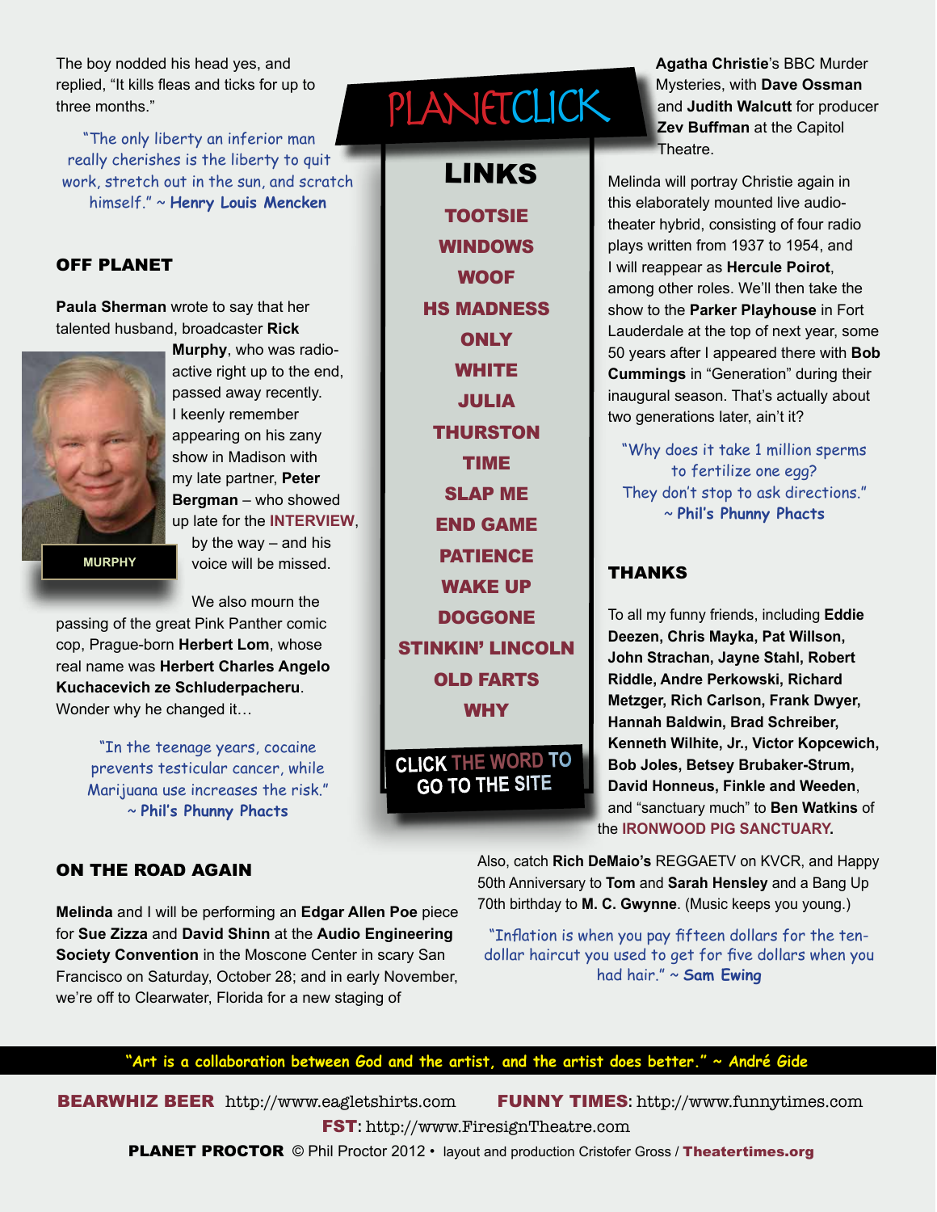The boy nodded his head yes, and replied, "It kills fleas and ticks for up to three months."

"The only liberty an inferior man really cherishes is the liberty to quit work, stretch out in the sun, and scratch himself." ~ **Henry Louis Mencken**

## OFF PLANET

**Paula Sherman** wrote to say that her talented husband, broadcaster **Rick Murphy**, who was radio-active right up to the end, passed away recently. I keenly remember appearing on his zany show in Madison with my late partner, **Peter Bergman** – who showed up late for the **INTERVIEW**, by the way – and his voice will be missed.

MURPHY

We also mourn the passing of the great Pink Panther comic cop, Prague-born **Herbert Lom**, whose real name was **Herbert Charles Angelo Kuchacevich ze Schluderpacheru**. Wonder why he changed it…

"In the teenage years, cocaine prevents testicular cancer, while Marijuana use increases the risk." ~ **Phil's Phunny Phacts**

## ON THE ROAD AGAIN

**Melinda** and I will be performing an **Edgar Allen Poe** piece for **Sue Zizza** and **David Shinn** at the **Audio Engineering Society Convention** in the Moscone Center in scary San Francisco on Saturday, October 28; and in early November, we're off to Clearwater, Florida for a new staging of **Agatha Christie**'s BBC Murder Mysteries, with **Dave Ossman** and **Judith Walcutt** for producer **Zev Buffman** at the Capitol Theatre.

Melinda will portray Christie again in this elaborately mounted live audio-theater hybrid, consisting of four radio plays written from 1937 to 1954, and I will reappear as **Hercule Poirot**, among other roles. We'll then take the show to the **Parker Playhouse** in Fort Lauderdale at the top of next year, some 50 years after I appeared there with **Bob Cummings** in "Generation" during their inaugural season. That's actually about two generations later, ain't it?

"Why does it take 1 million sperms to fertilize one egg? They don't stop to ask directions." ~ **Phil's Phunny Phacts**

## THANKS

To all my funny friends, including **Eddie Deezen, Chris Mayka, Pat Willson, John Strachan, Jayne Stahl, Robert Riddle, Andre Perkowski, Richard Metzger, Rich Carlson, Frank Dwyer, Hannah Baldwin, Brad Schreiber, Kenneth Wilhite, Jr., Victor Kopcewich, Bob Joles, Betsey Brubaker-Strum, David Honneus, Finkle and Weeden**, and "sanctuary much" to **Ben Watkins** of the **IRONWOOD PIG SANCTUARY**.

Also, catch **Rich DeMaio's** REGGAETV on KVCR, and Happy 50th Anniversary to **Tom** and **Sarah Hensley** and a Bang Up 70th birthday to **M. C. Gwynne**. (Music keeps you young.)

"Inflation is when you pay fifteen dollars for the ten-dollar haircut you used to get for five dollars when you had hair." ~ **Sam Ewing**

## PLANETCLICK

### LINKS

- TOOTSIE
- WINDOWS
- WOOF
- HS MADNESS
- ONLY
- WHITE
- JULIA
- THURSTON
- TIME
- SLAP ME
- END GAME
- PATIENCE
- WAKE UP
- DOGGONE
- STINKIN' LINCOLN
- OLD FARTS
- WHY

CLICK THE WORD TO GO TO THE SITE

"Art is a collaboration between God and the artist, and the artist does better." ~ André Gide

**BEARWHIZ BEER** http://www.eagletshirts.com **FUNNY TIMES**: http://www.funnytimes.com

**FST**: http://www.FiresignTheatre.com

**PLANET PROCTOR** © Phil Proctor 2012 • layout and production Cristofer Gross / **Theatertimes.org**